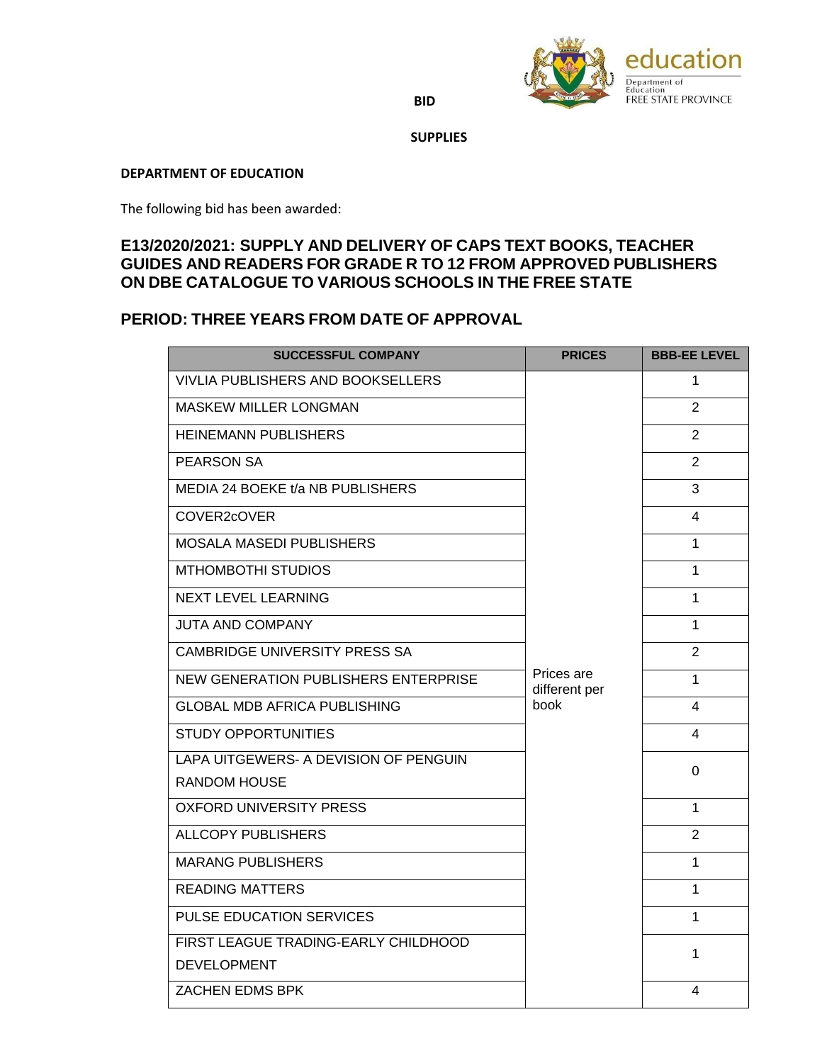**BID**

**SUPPLIES**

**DEPARTMENT OF EDUCATION**

The following bid has been awarded:

## E13/2020/2021: SUPPLY AND DELIVERY OF CAPS TEXT BOOKS, TEACHER GUIDES AND READERS FOR GRADE R TO 12 FROM APPROVED PUBLISHERS ON DBE CATALOGUE TO VARIOUS SCHOOLS IN THE FREE STATE

## PERIOD: THREE YEARS FROM DATE OF APPROVAL

| SUCCESSFUL COMPANY | PRICES | BBB-EE LEVEL |
|---|---|---|
| VIVLIA PUBLISHERS AND BOOKSELLERS | Prices are different per book | 1 |
| MASKEW MILLER LONGMAN | | 2 |
| HEINEMANN PUBLISHERS | | 2 |
| PEARSON SA | | 2 |
| MEDIA 24 BOEKE t/a NB PUBLISHERS | | 3 |
| COVER2cOVER | | 4 |
| MOSALA MASEDI PUBLISHERS | | 1 |
| MTHOMBOTHI STUDIOS | | 1 |
| NEXT LEVEL LEARNING | | 1 |
| JUTA AND COMPANY | | 1 |
| CAMBRIDGE UNIVERSITY PRESS SA | | 2 |
| NEW GENERATION PUBLISHERS ENTERPRISE | | 1 |
| GLOBAL MDB AFRICA PUBLISHING | | 4 |
| STUDY OPPORTUNITIES | | 4 |
| LAPA UITGEWERS- A DEVISION OF PENGUIN RANDOM HOUSE | | 0 |
| OXFORD UNIVERSITY PRESS | | 1 |
| ALLCOPY PUBLISHERS | | 2 |
| MARANG PUBLISHERS | | 1 |
| READING MATTERS | | 1 |
| PULSE EDUCATION SERVICES | | 1 |
| FIRST LEAGUE TRADING-EARLY CHILDHOOD DEVELOPMENT | | 1 |
| ZACHEN EDMS BPK | | 4 |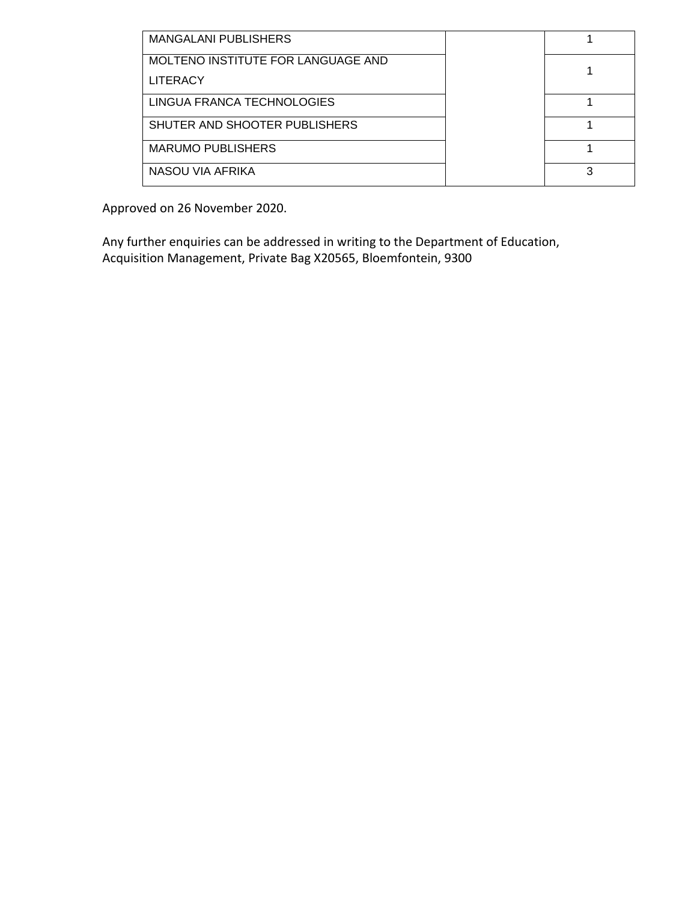| | | |
|---|---|---|
| MANGALANI PUBLISHERS | | 1 |
| MOLTENO INSTITUTE FOR LANGUAGE AND LITERACY | | 1 |
| LINGUA FRANCA TECHNOLOGIES | | 1 |
| SHUTER AND SHOOTER PUBLISHERS | | 1 |
| MARUMO PUBLISHERS | | 1 |
| NASOU VIA AFRIKA | | 3 |

Approved on 26 November 2020.

Any further enquiries can be addressed in writing to the Department of Education, Acquisition Management, Private Bag X20565, Bloemfontein, 9300